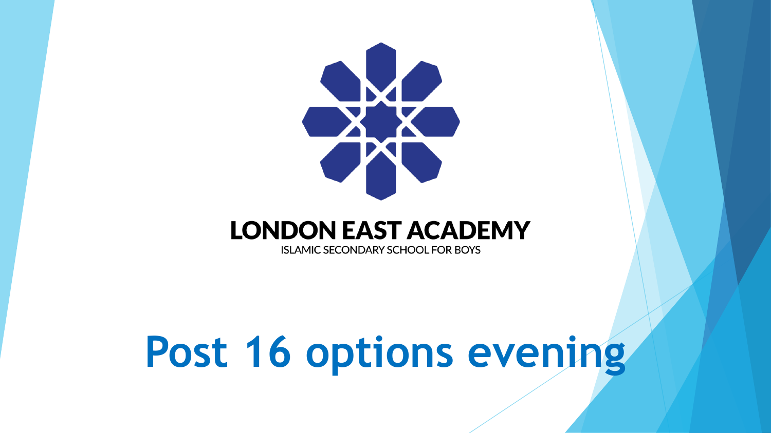LONDON EAST ACADEMY

ISLAMIC SECONDARY SCHOOL FOR BOYS

# Post 16 options evening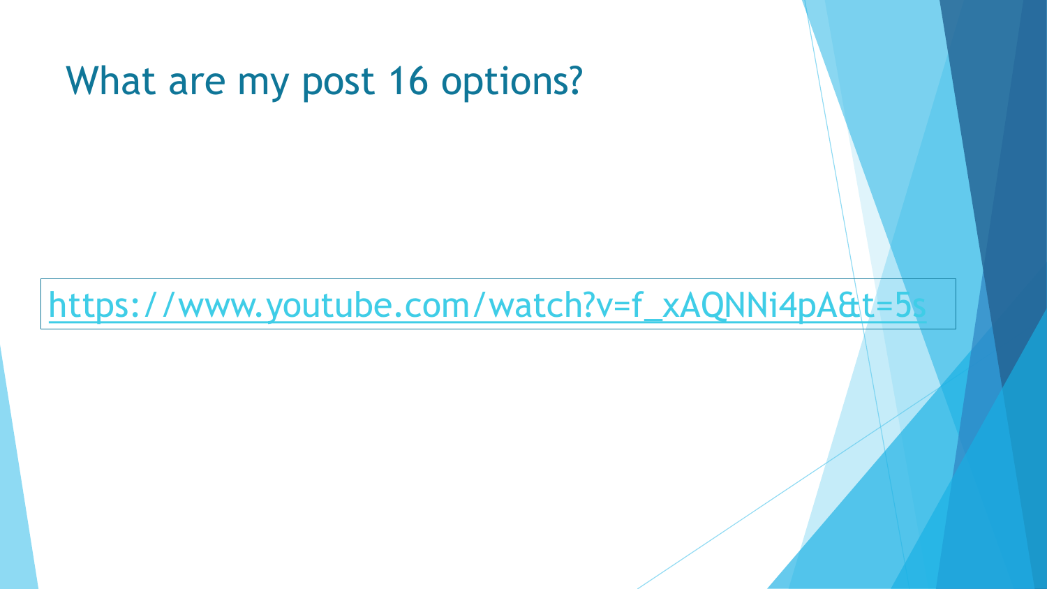# What are my post 16 options?

https://www.youtube.com/watch?v=f_xAQNNi4pA&t=5s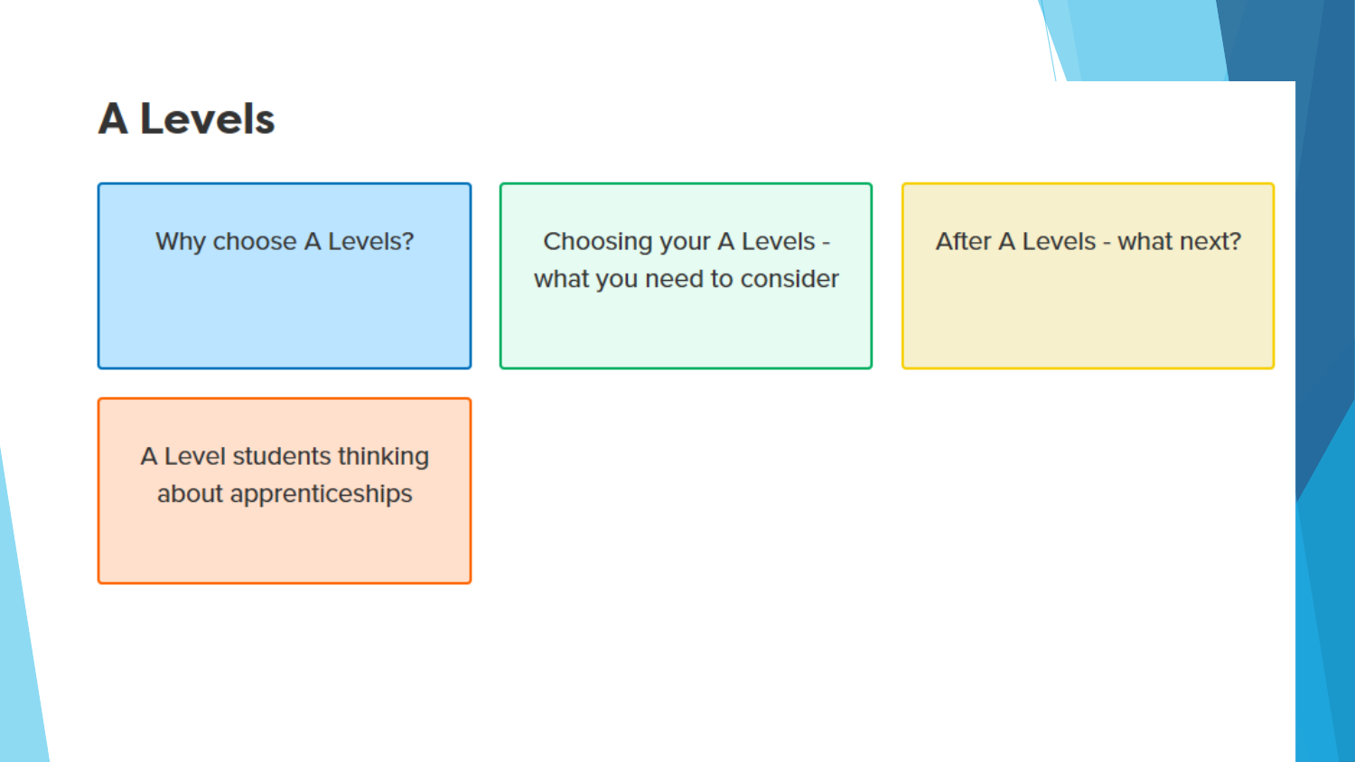# A Levels

- Why choose A Levels?
- Choosing your A Levels - what you need to consider
- After A Levels - what next?
- A Level students thinking about apprenticeships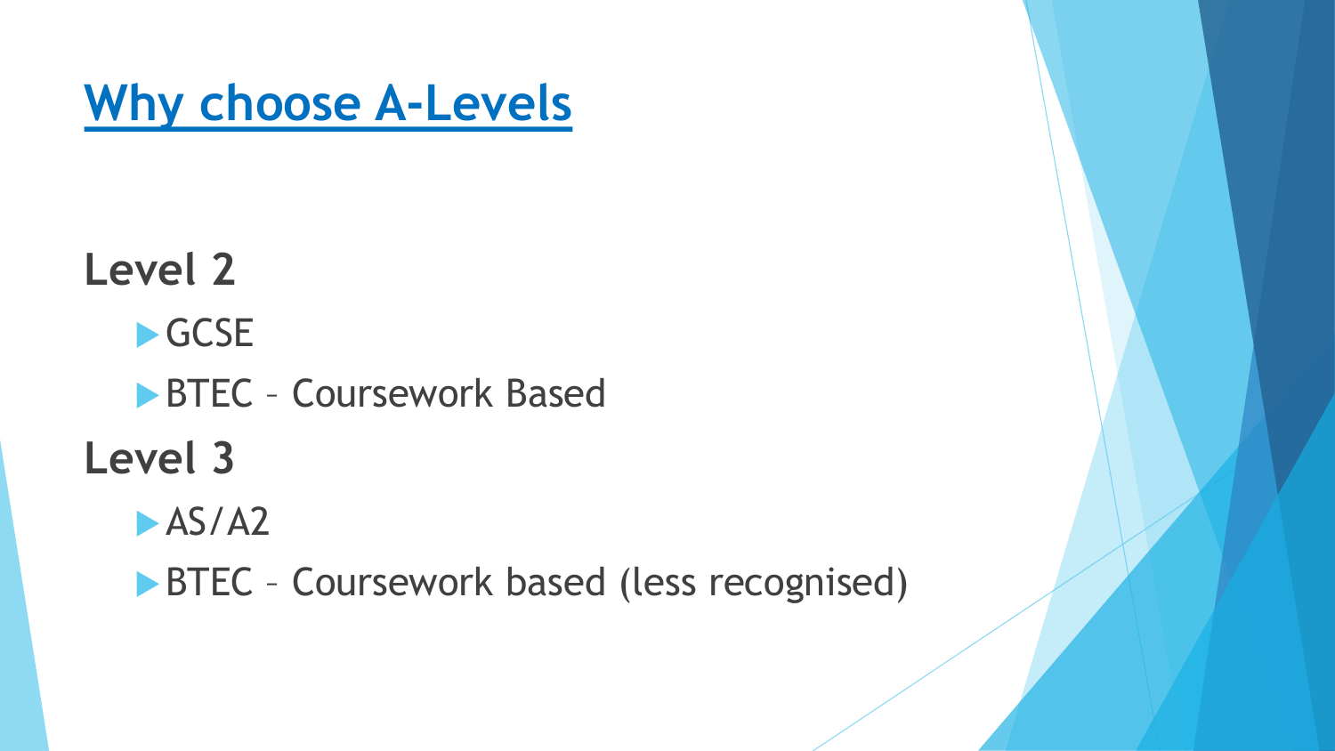# Why choose A-Levels

**Level 2**

- GCSE
- BTEC – Coursework Based

**Level 3**

- AS/A2
- BTEC – Coursework based (less recognised)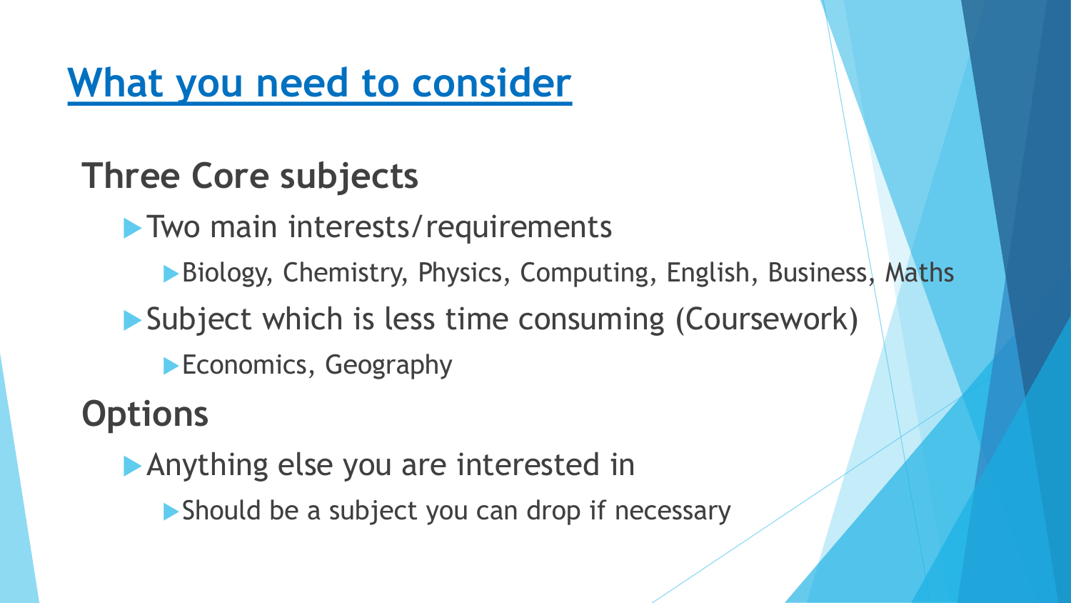# What you need to consider

## Three Core subjects

- Two main interests/requirements
  - Biology, Chemistry, Physics, Computing, English, Business, Maths
- Subject which is less time consuming (Coursework)
  - Economics, Geography

## Options

- Anything else you are interested in
  - Should be a subject you can drop if necessary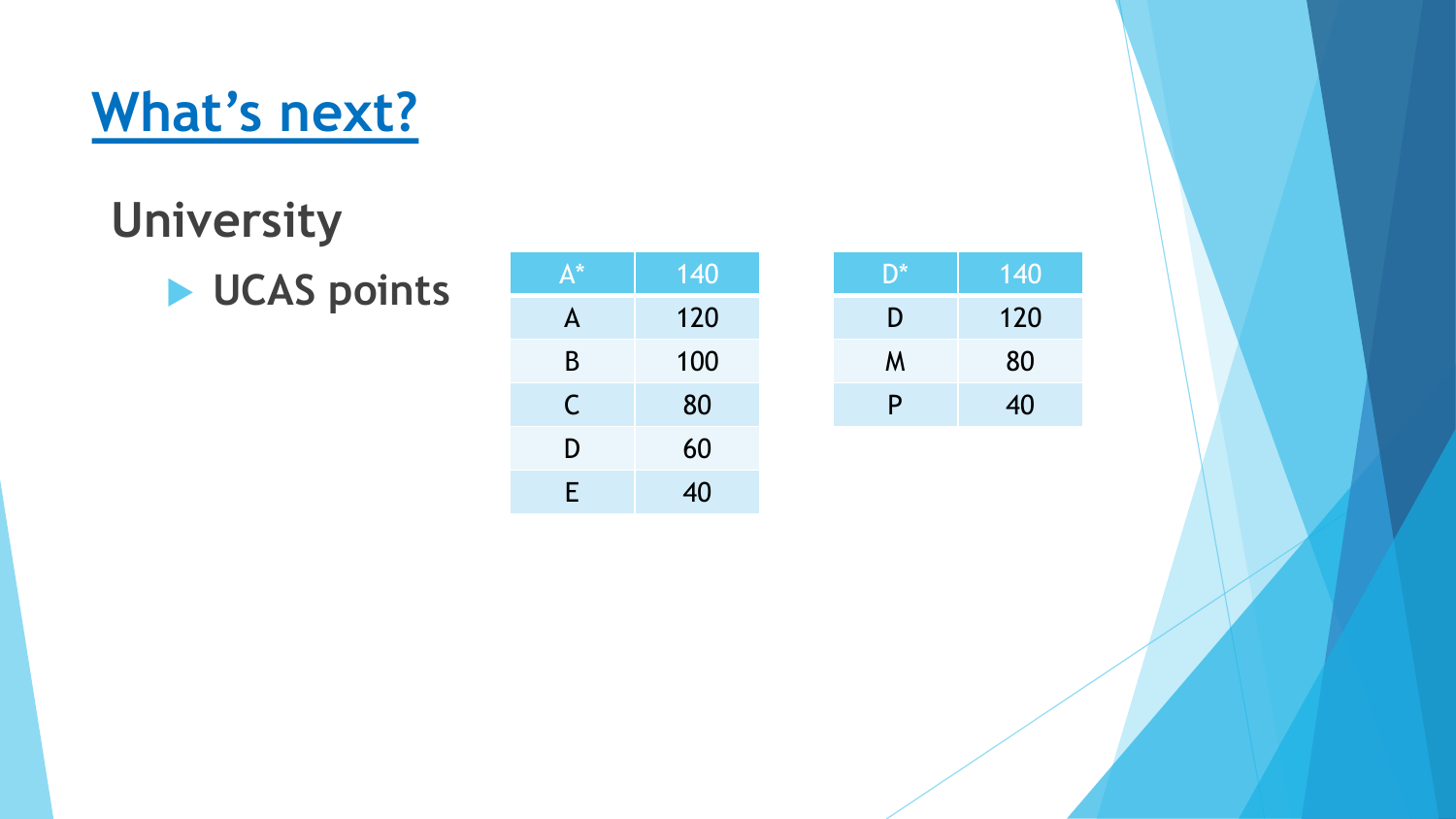# What's next?

## University

- **UCAS points**

| A* | 140 |
|---|---|
| A | 120 |
| B | 100 |
| C | 80 |
| D | 60 |
| E | 40 |

| D* | 140 |
|---|---|
| D | 120 |
| M | 80 |
| P | 40 |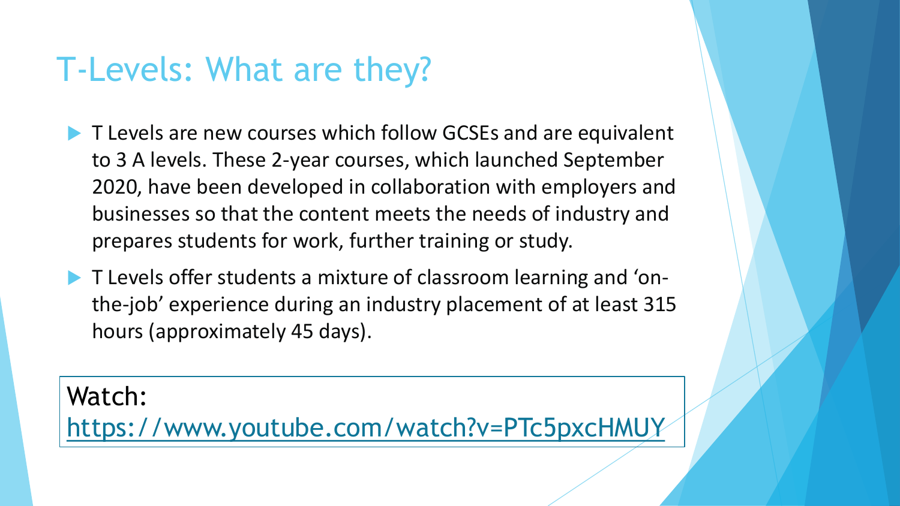# T-Levels: What are they?

- T Levels are new courses which follow GCSEs and are equivalent to 3 A levels. These 2-year courses, which launched September 2020, have been developed in collaboration with employers and businesses so that the content meets the needs of industry and prepares students for work, further training or study.
- T Levels offer students a mixture of classroom learning and 'on-the-job' experience during an industry placement of at least 315 hours (approximately 45 days).

Watch:
https://www.youtube.com/watch?v=PTc5pxcHMUY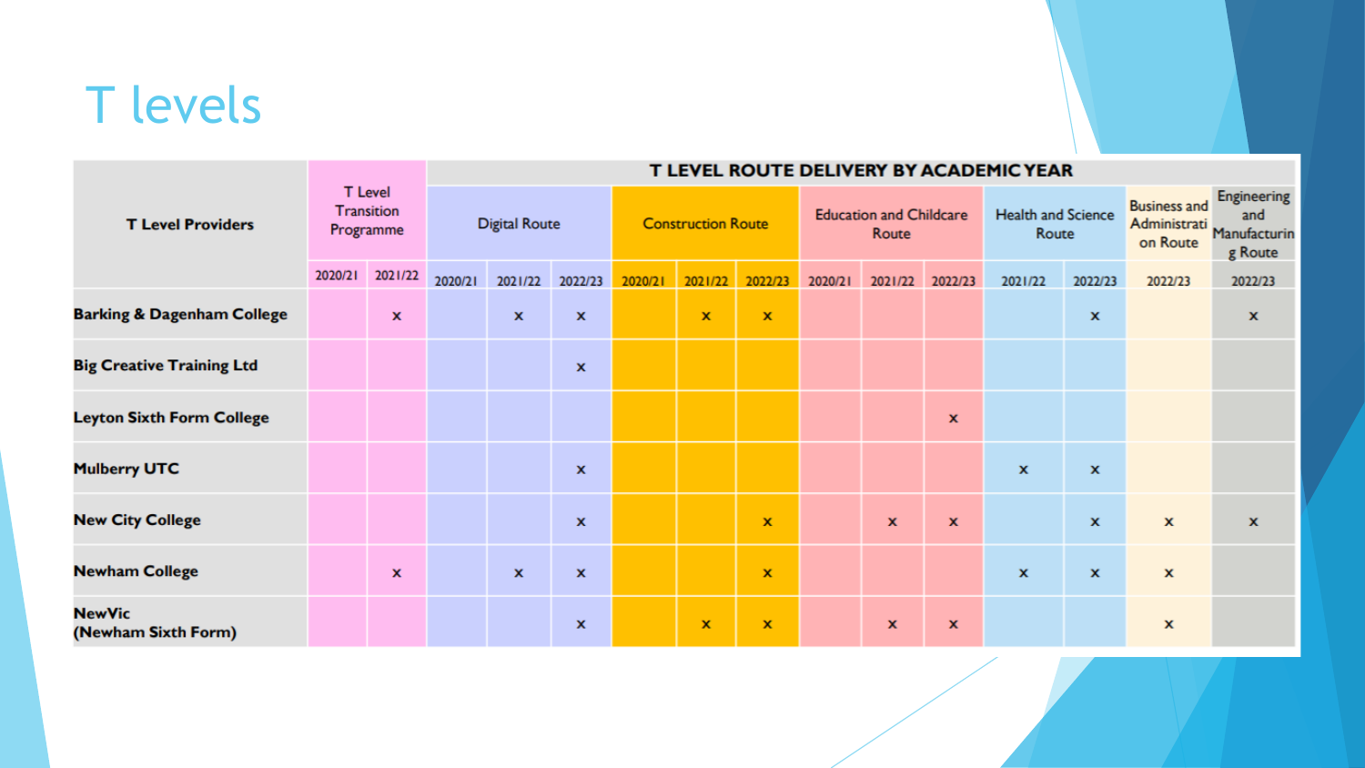# T levels

| T Level Providers | T Level Transition Programme | | T LEVEL ROUTE DELIVERY BY ACADEMIC YEAR | | | | | | | | | | | | |
|---|---|---|---|---|---|---|---|---|---|---|---|---|---|---|---|
| | | | Digital Route | | | Construction Route | | | Education and Childcare Route | | | Health and Science Route | | Business and Administration Route | Engineering and Manufacturing Route |
| | 2020/21 | 2021/22 | 2020/21 | 2021/22 | 2022/23 | 2020/21 | 2021/22 | 2022/23 | 2020/21 | 2021/22 | 2022/23 | 2021/22 | 2022/23 | 2022/23 | 2022/23 |
| **Barking & Dagenham College** | | x | | x | x | | x | x | | | | | x | | x |
| **Big Creative Training Ltd** | | | | | x | | | | | | | | | | |
| **Leyton Sixth Form College** | | | | | | | | | | | x | | | | |
| **Mulberry UTC** | | | | | x | | | | | | | x | x | | |
| **New City College** | | | | | x | | | x | | x | x | | x | x | x |
| **Newham College** | | x | | x | x | | | x | | | | x | x | x | |
| **NewVic (Newham Sixth Form)** | | | | | x | | x | x | | x | x | | | x | |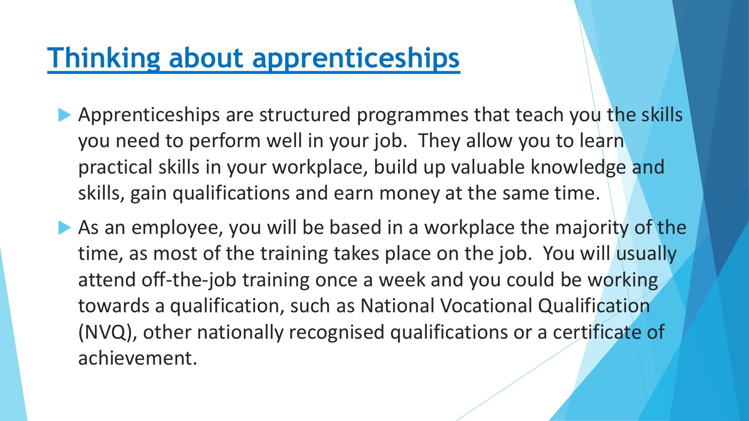# Thinking about apprenticeships

- Apprenticeships are structured programmes that teach you the skills you need to perform well in your job. They allow you to learn practical skills in your workplace, build up valuable knowledge and skills, gain qualifications and earn money at the same time.
- As an employee, you will be based in a workplace the majority of the time, as most of the training takes place on the job. You will usually attend off-the-job training once a week and you could be working towards a qualification, such as National Vocational Qualification (NVQ), other nationally recognised qualifications or a certificate of achievement.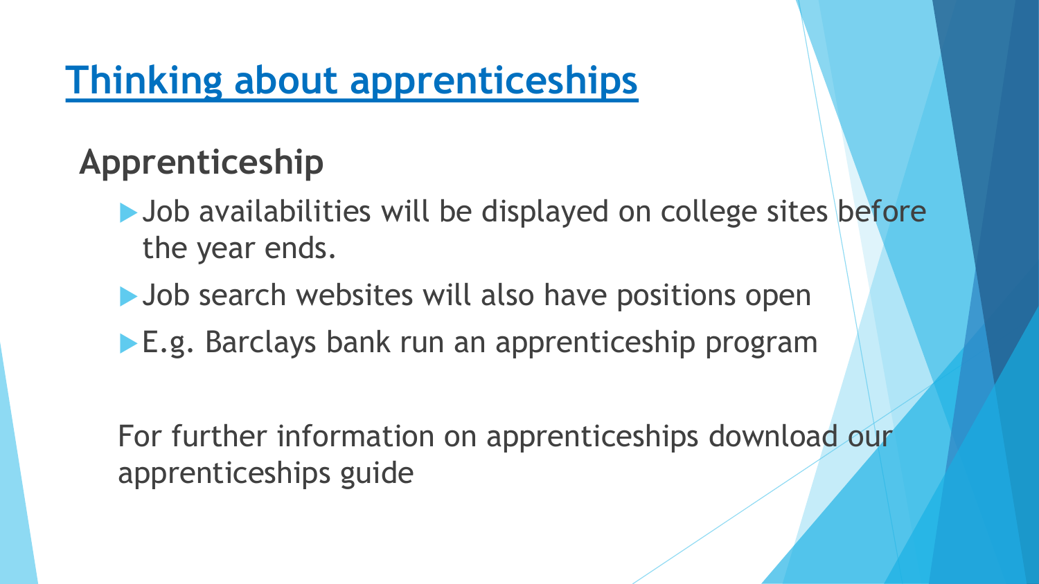# Thinking about apprenticeships

## Apprenticeship

- Job availabilities will be displayed on college sites before the year ends.
- Job search websites will also have positions open
- E.g. Barclays bank run an apprenticeship program

For further information on apprenticeships download our apprenticeships guide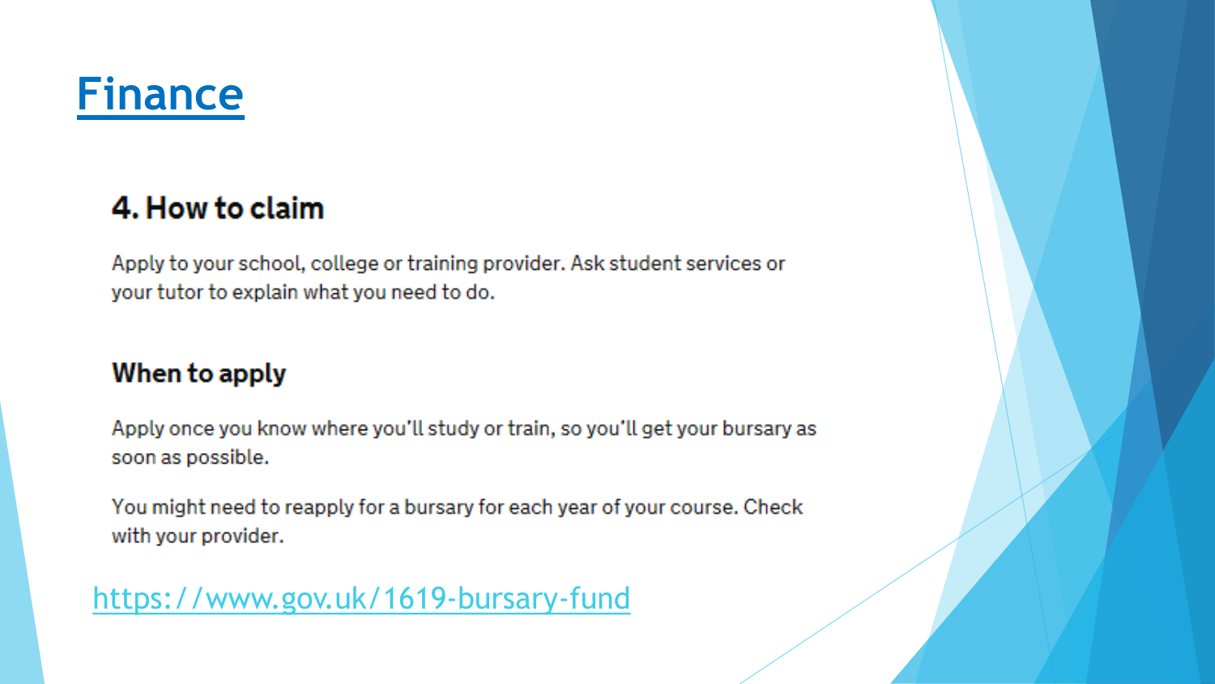# [Finance]()

## 4. How to claim

Apply to your school, college or training provider. Ask student services or your tutor to explain what you need to do.

### When to apply

Apply once you know where you'll study or train, so you'll get your bursary as soon as possible.

You might need to reapply for a bursary for each year of your course. Check with your provider.

[https://www.gov.uk/1619-bursary-fund](https://www.gov.uk/1619-bursary-fund)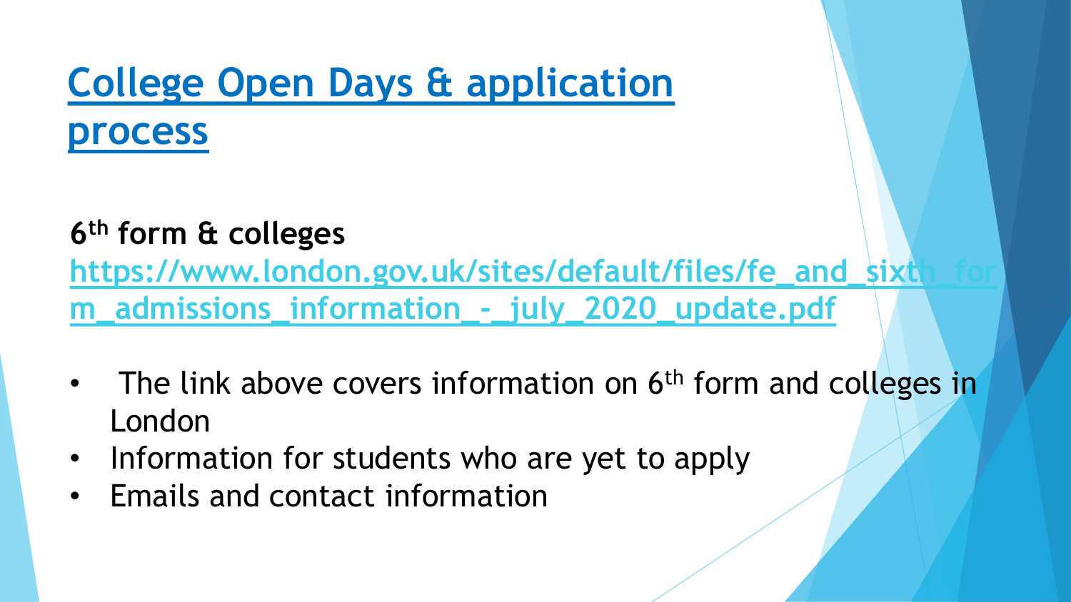# College Open Days & application process

**6th form & colleges**

https://www.london.gov.uk/sites/default/files/fe_and_sixth_form_admissions_information_-_july_2020_update.pdf

- The link above covers information on 6th form and colleges in London
- Information for students who are yet to apply
- Emails and contact information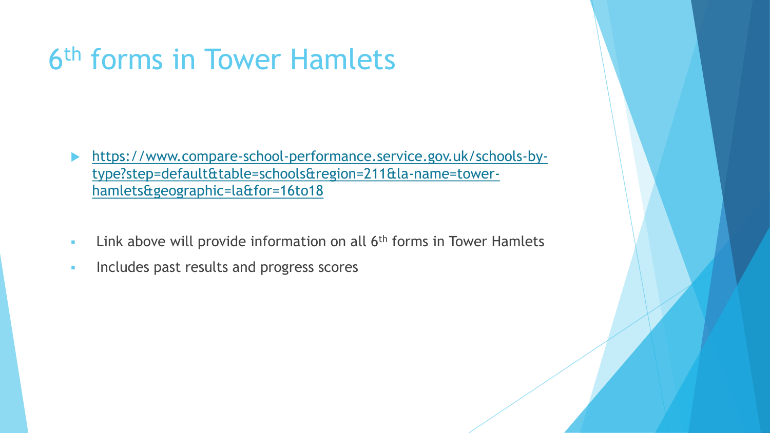# 6th forms in Tower Hamlets

- https://www.compare-school-performance.service.gov.uk/schools-by-type?step=default&table=schools&region=211&la-name=tower-hamlets&geographic=la&for=16to18

- Link above will provide information on all 6th forms in Tower Hamlets
- Includes past results and progress scores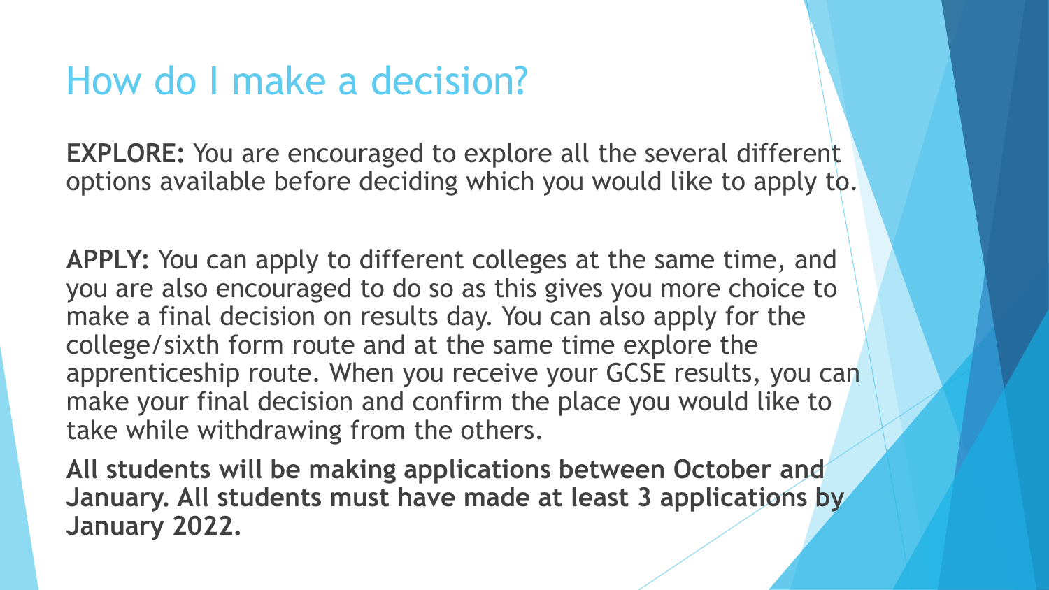# How do I make a decision?

**EXPLORE:** You are encouraged to explore all the several different options available before deciding which you would like to apply to.

**APPLY:** You can apply to different colleges at the same time, and you are also encouraged to do so as this gives you more choice to make a final decision on results day. You can also apply for the college/sixth form route and at the same time explore the apprenticeship route. When you receive your GCSE results, you can make your final decision and confirm the place you would like to take while withdrawing from the others.

**All students will be making applications between October and January. All students must have made at least 3 applications by January 2022.**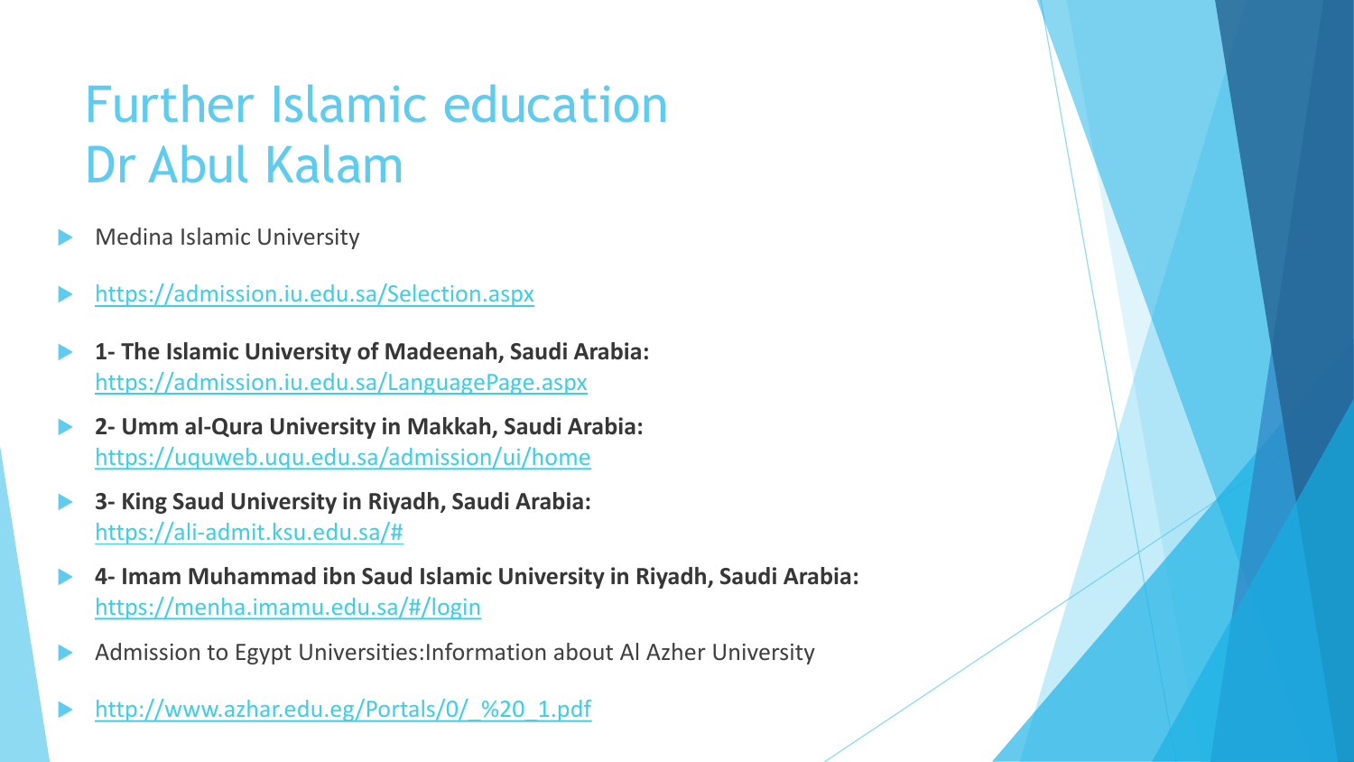# Further Islamic education
# Dr Abul Kalam

- Medina Islamic University
- https://admission.iu.edu.sa/Selection.aspx
- **1- The Islamic University of Madeenah, Saudi Arabia:** https://admission.iu.edu.sa/LanguagePage.aspx
- **2- Umm al-Qura University in Makkah, Saudi Arabia:** https://uquweb.uqu.edu.sa/admission/ui/home
- **3- King Saud University in Riyadh, Saudi Arabia:** https://ali-admit.ksu.edu.sa/#
- **4- Imam Muhammad ibn Saud Islamic University in Riyadh, Saudi Arabia:** https://menha.imamu.edu.sa/#/login
- Admission to Egypt Universities:Information about Al Azher University
- http://www.azhar.edu.eg/Portals/0/_%20_1.pdf